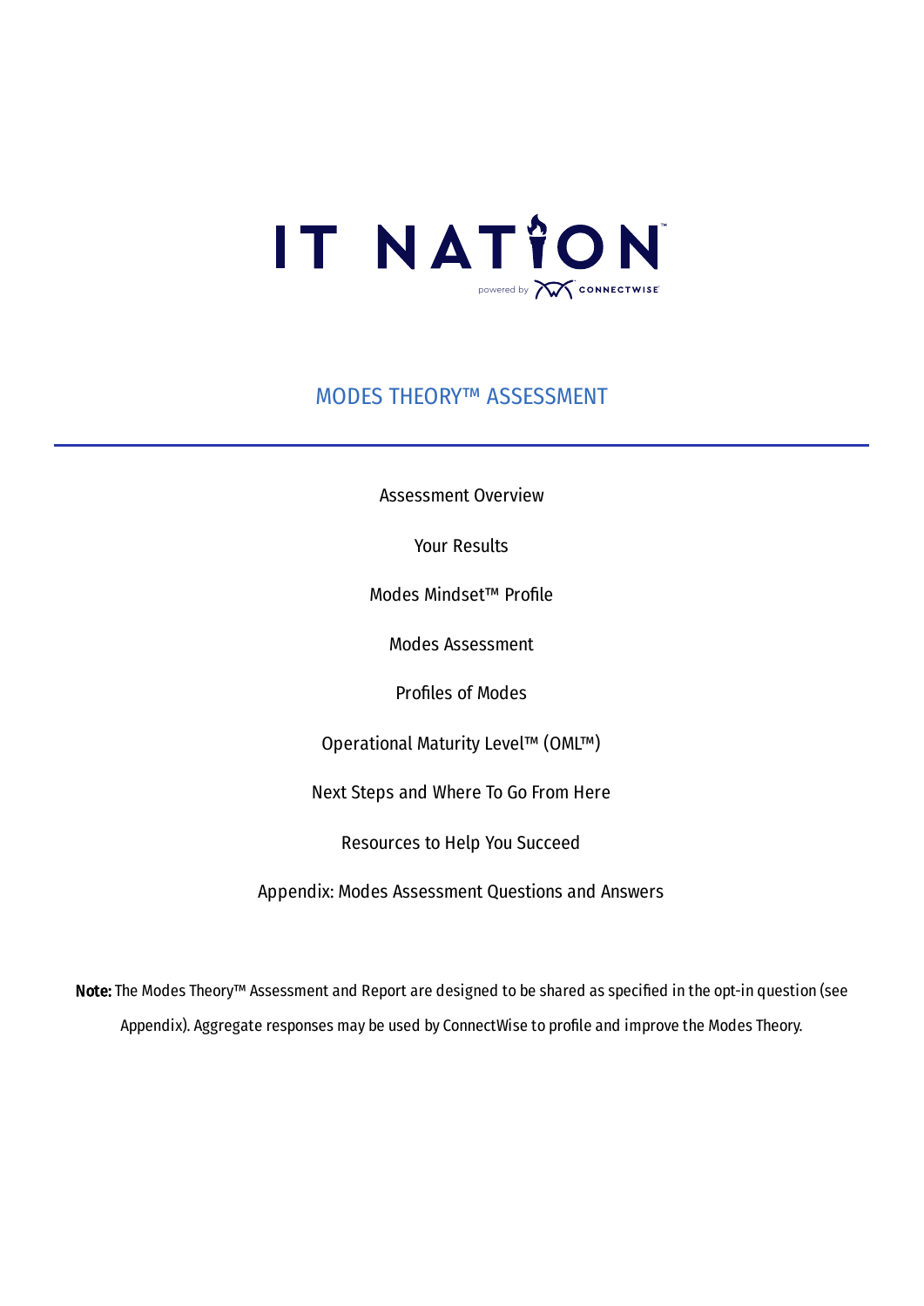IT NATION

powered by CONNECTWISE

# MODES THEORY™ ASSESSMENT

Assessment Overview

Your Results

Modes Mindset™ Profile

Modes Assessment

Profiles of Modes

Operational Maturity Level™ (OML™)

Next Steps and Where To Go From Here

Resources to Help You Succeed

Appendix: Modes Assessment Questions and Answers

**Note:** The Modes Theory™ Assessment and Report are designed to be shared as specified in the opt-in question (see Appendix). Aggregate responses may be used by ConnectWise to profile and improve the Modes Theory.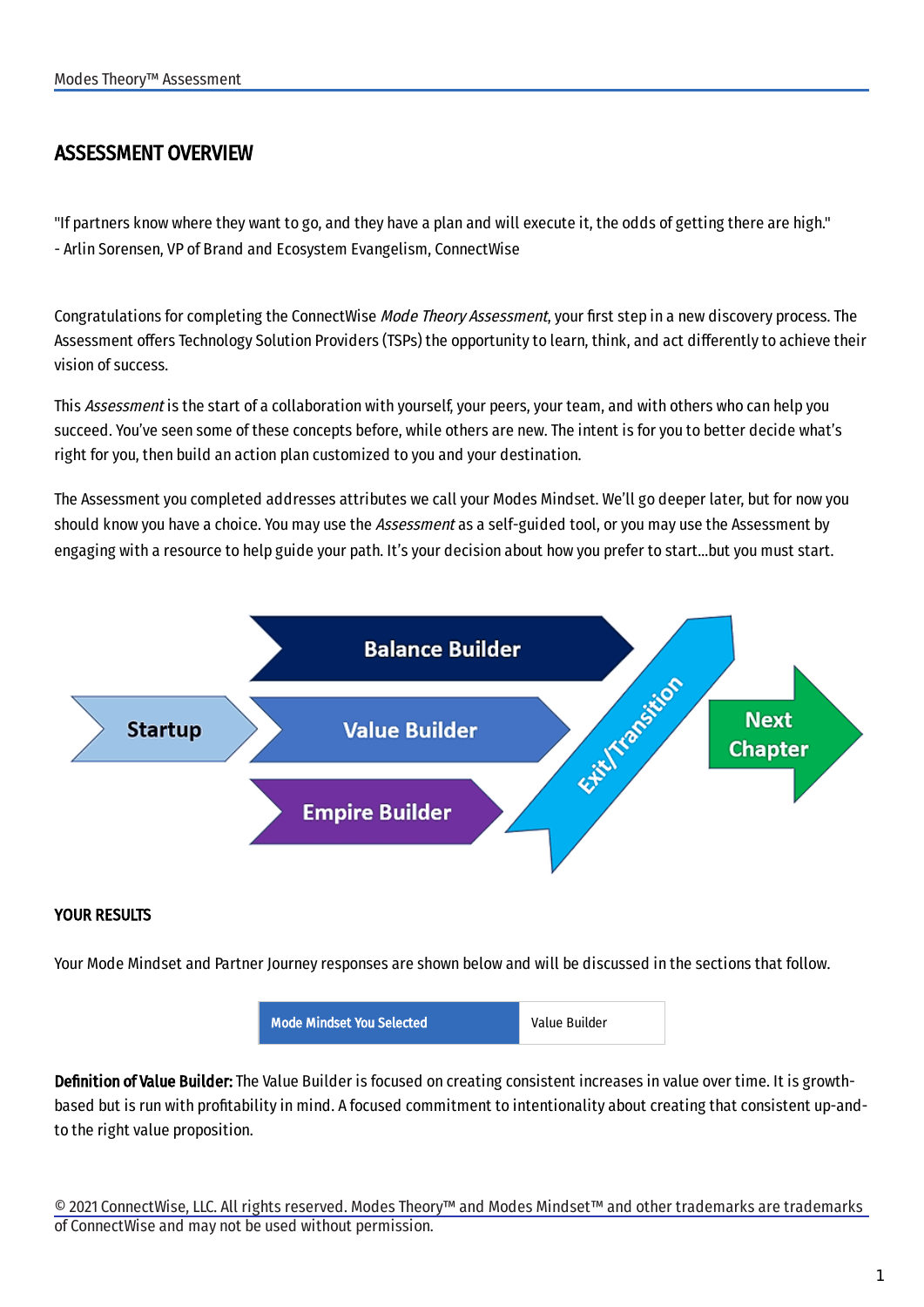## ASSESSMENT OVERVIEW

"If partners know where they want to go, and they have a plan and will execute it, the odds of getting there are high."
- Arlin Sorensen, VP of Brand and Ecosystem Evangelism, ConnectWise

Congratulations for completing the ConnectWise *Mode Theory Assessment*, your first step in a new discovery process. The Assessment offers Technology Solution Providers (TSPs) the opportunity to learn, think, and act differently to achieve their vision of success.

This *Assessment* is the start of a collaboration with yourself, your peers, your team, and with others who can help you succeed. You've seen some of these concepts before, while others are new. The intent is for you to better decide what's right for you, then build an action plan customized to you and your destination.

The Assessment you completed addresses attributes we call your Modes Mindset. We'll go deeper later, but for now you should know you have a choice. You may use the *Assessment* as a self-guided tool, or you may use the Assessment by engaging with a resource to help guide your path. It's your decision about how you prefer to start...but you must start.

Startup → Balance Builder / Value Builder / Empire Builder → Exit/Transition → Next Chapter

### YOUR RESULTS

Your Mode Mindset and Partner Journey responses are shown below and will be discussed in the sections that follow.

| Mode Mindset You Selected | Value Builder |
|---|---|

**Definition of Value Builder:** The Value Builder is focused on creating consistent increases in value over time. It is growth-based but is run with profitability in mind. A focused commitment to intentionality about creating that consistent up-and-to the right value proposition.

© 2021 ConnectWise, LLC. All rights reserved. Modes Theory™ and Modes Mindset™ and other trademarks are trademarks of ConnectWise and may not be used without permission.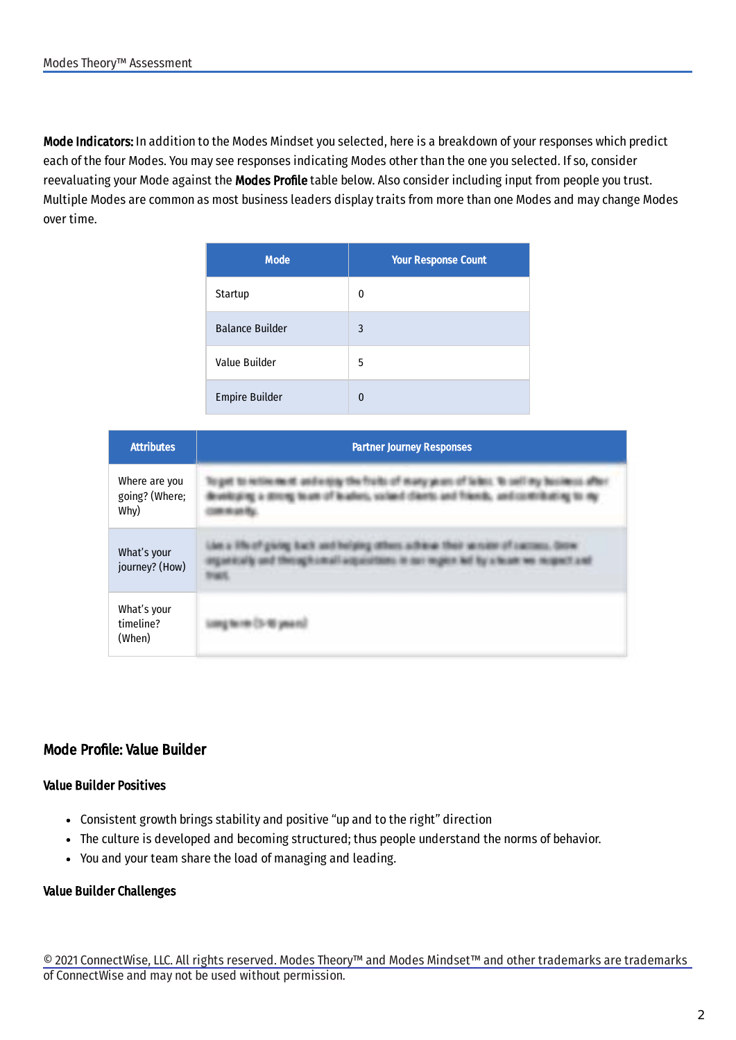**Mode Indicators:** In addition to the Modes Mindset you selected, here is a breakdown of your responses which predict each of the four Modes. You may see responses indicating Modes other than the one you selected. If so, consider reevaluating your Mode against the **Modes Profile** table below. Also consider including input from people you trust. Multiple Modes are common as most business leaders display traits from more than one Modes and may change Modes over time.

| Mode | Your Response Count |
|---|---|
| Startup | 0 |
| Balance Builder | 3 |
| Value Builder | 5 |
| Empire Builder | 0 |

| Attributes | Partner Journey Responses |
|---|---|
| Where are you going? (Where; Why) | |
| What's your journey? (How) | |
| What's your timeline? (When) | |

## Mode Profile: Value Builder

### Value Builder Positives

- Consistent growth brings stability and positive "up and to the right" direction
- The culture is developed and becoming structured; thus people understand the norms of behavior.
- You and your team share the load of managing and leading.

### Value Builder Challenges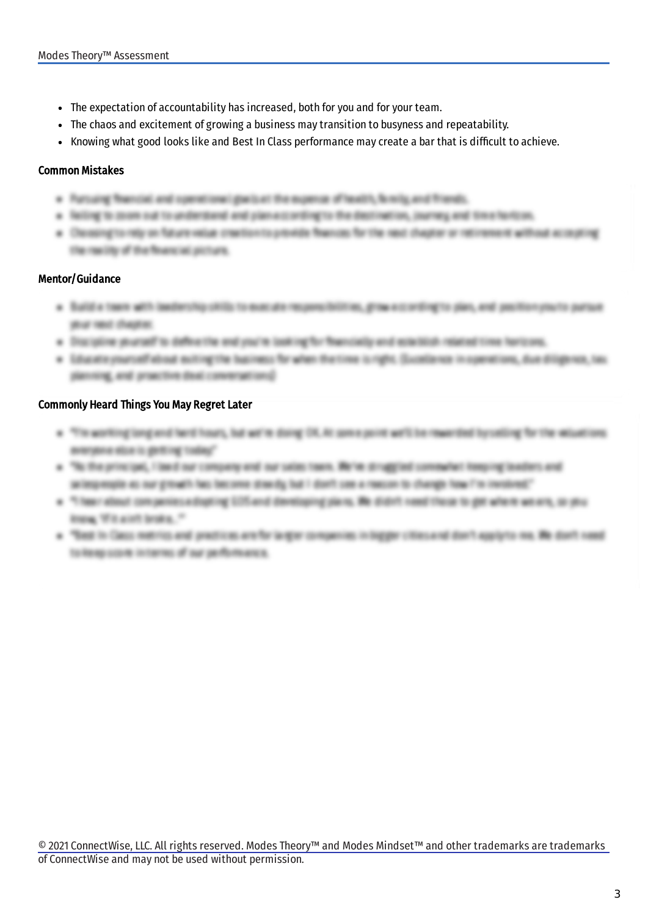- The expectation of accountability has increased, both for you and for your team.
- The chaos and excitement of growing a business may transition to busyness and repeatability.
- Knowing what good looks like and Best In Class performance may create a bar that is difficult to achieve.

### Common Mistakes

### Mentor/Guidance

### Commonly Heard Things You May Regret Later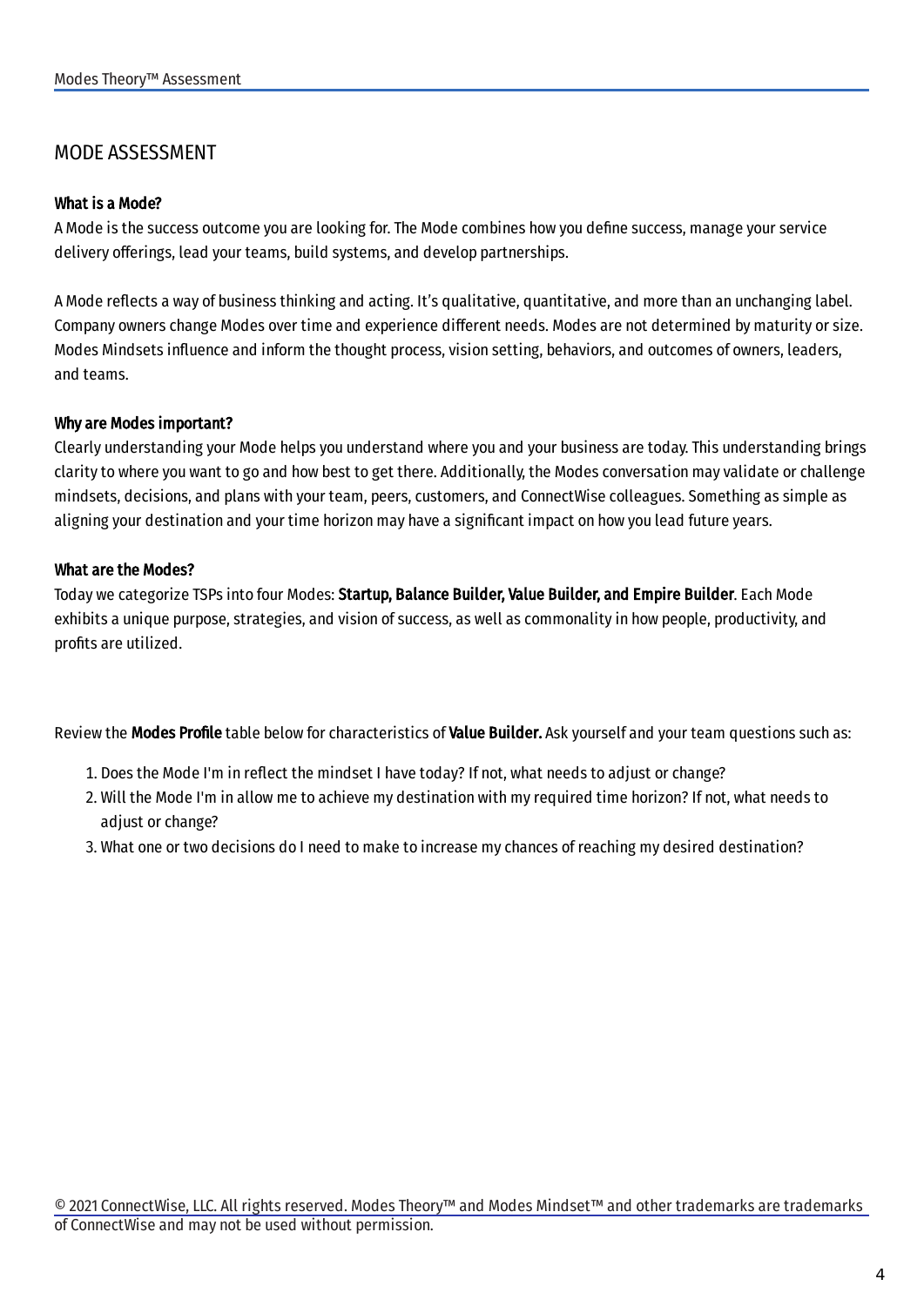## MODE ASSESSMENT

**What is a Mode?**
A Mode is the success outcome you are looking for. The Mode combines how you define success, manage your service delivery offerings, lead your teams, build systems, and develop partnerships.

A Mode reflects a way of business thinking and acting. It's qualitative, quantitative, and more than an unchanging label. Company owners change Modes over time and experience different needs. Modes are not determined by maturity or size. Modes Mindsets influence and inform the thought process, vision setting, behaviors, and outcomes of owners, leaders, and teams.

**Why are Modes important?**
Clearly understanding your Mode helps you understand where you and your business are today. This understanding brings clarity to where you want to go and how best to get there. Additionally, the Modes conversation may validate or challenge mindsets, decisions, and plans with your team, peers, customers, and ConnectWise colleagues. Something as simple as aligning your destination and your time horizon may have a significant impact on how you lead future years.

**What are the Modes?**
Today we categorize TSPs into four Modes: **Startup, Balance Builder, Value Builder, and Empire Builder**. Each Mode exhibits a unique purpose, strategies, and vision of success, as well as commonality in how people, productivity, and profits are utilized.

Review the **Modes Profile** table below for characteristics of **Value Builder.** Ask yourself and your team questions such as:

1. Does the Mode I'm in reflect the mindset I have today? If not, what needs to adjust or change?
2. Will the Mode I'm in allow me to achieve my destination with my required time horizon? If not, what needs to adjust or change?
3. What one or two decisions do I need to make to increase my chances of reaching my desired destination?

© 2021 ConnectWise, LLC. All rights reserved. Modes Theory™ and Modes Mindset™ and other trademarks are trademarks of ConnectWise and may not be used without permission.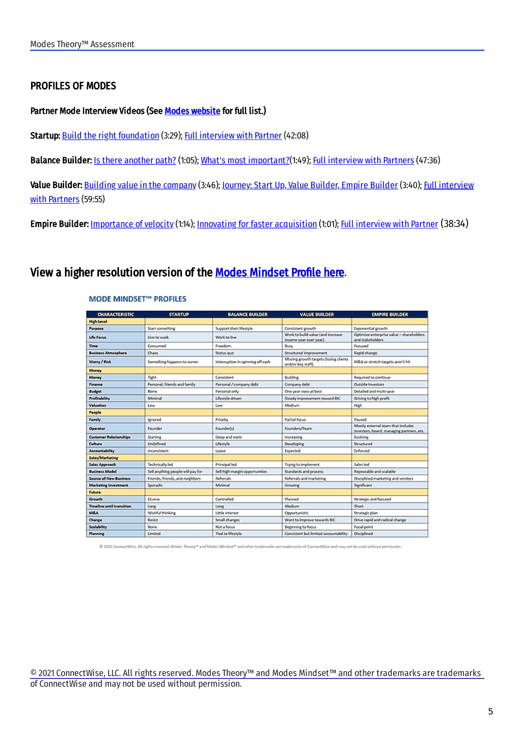## PROFILES OF MODES

**Partner Mode Interview Videos (See Modes website for full list.)**

**Startup:** Build the right foundation (3:29); Full interview with Partner (42:08)

**Balance Builder:** Is there another path? (1:05); What's most important?(1:49); Full interview with Partners (47:36)

**Value Builder:** Building value in the company (3:46); Journey: Start Up, Value Builder, Empire Builder (3:40); Full interview with Partners (59:55)

**Empire Builder:** Importance of velocity (1:14); Innovating for faster acquisition (1:01); Full interview with Partner (38:34)

### View a higher resolution version of the Modes Mindset Profile here.

**MODE MINDSET™ PROFILES**

| CHARACTERISTIC | STARTUP | BALANCE BUILDER | VALUE BUILDER | EMPIRE BUILDER |
|---|---|---|---|---|
| **High Level** | | | | |
| **Purpose** | Start something | Support their lifestyle | Consistent growth | Exponential growth |
| **Life Focus** | Live to work | Work to live | Work to build value (and increase income year over year) | Optimize enterprise value – shareholders and stakeholders |
| **Time** | Consumed | Freedom | Busy | Focused |
| **Business Atmosphere** | Chaos | Status quo | Structured improvement | Rapid change |
| **Worry / Risk** | Something happens to owner | Interruption in spinning off cash | Missing growth targets (losing clients and/or key staff) | M&A or stretch targets aren't hit |
| **Money** | | | | |
| **Money** | Tight | Consistent | Building | Required to continue |
| **Finance** | Personal, friends and family | Personal / company debt | Company debt | Outside Investors |
| **Budget** | None | Personal only | One year view at best | Detailed and multi-year |
| **Profitability** | Minimal | Lifestyle driven | Steady improvement toward BIC | Driving to high profit |
| **Valuation** | Low | Low | Medium | High |
| **People** | | | | |
| **Family** | Ignored | Priority | Partial focus | Paused |
| **Operator** | Founder | Founder(s) | Founders/Team | Mostly external team that includes investors, board, managing partners, etc. |
| **Customer Relationships** | Starting | Deep and static | Increasing | Evolving |
| **Culture** | Undefined | Lifestyle | Developing | Structured |
| **Accountability** | Inconsistent | Loose | Expected | Enforced |
| **Sales/Marketing** | | | | |
| **Sales Approach** | Technically led | Principal led | Trying to implement | Sales led |
| **Business Model** | Sell anything people will pay for | Sell high margin opportunities | Standards and process | Repeatable and scalable |
| **Source of New Business** | Friends, friends, and neighbors | Referrals | Referrals and marketing | Disciplined marketing and vendors |
| **Marketing Investment** | Sporadic | Minimal | Growing | Significant |
| **Future** | | | | |
| **Growth** | Elusive | Controlled | Planned | Strategic and focused |
| **Timeline until transition** | Long | Long | Medium | Short |
| **M&A** | Wishful thinking | Little interest | Opportunistic | Strategic plan |
| **Change** | Resist | Small changes | Want to improve towards BIC | Drive rapid and radical change |
| **Scalability** | None | Not a focus | Beginning to focus | Focal point |
| **Planning** | Limited | Tied to lifestyle | Consistent but limited accountability | Disciplined |

© 2021 ConnectWise. All rights reserved. Modes Theory™ and Modes Mindset™ and other trademarks are trademarks of ConnectWise and may not be used without permission.

© 2021 ConnectWise, LLC. All rights reserved. Modes Theory™ and Modes Mindset™ and other trademarks are trademarks of ConnectWise and may not be used without permission.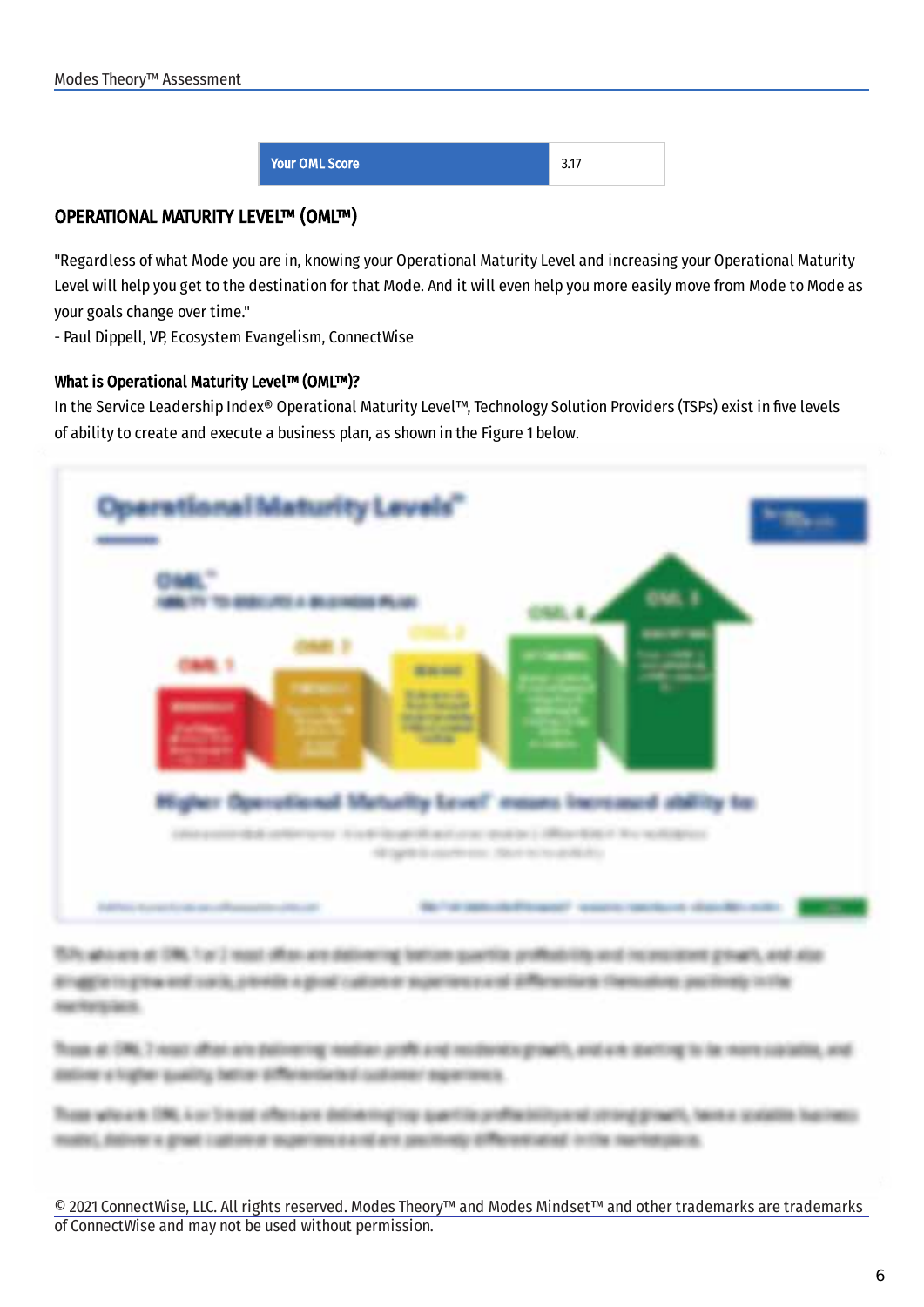| Your OML Score | 3.17 |
| --- | --- |

## OPERATIONAL MATURITY LEVEL™ (OML™)

"Regardless of what Mode you are in, knowing your Operational Maturity Level and increasing your Operational Maturity Level will help you get to the destination for that Mode. And it will even help you more easily move from Mode to Mode as your goals change over time."
- Paul Dippell, VP, Ecosystem Evangelism, ConnectWise

### What is Operational Maturity Level™ (OML™)?

In the Service Leadership Index® Operational Maturity Level™, Technology Solution Providers (TSPs) exist in five levels of ability to create and execute a business plan, as shown in the Figure 1 below.

© 2021 ConnectWise, LLC. All rights reserved. Modes Theory™ and Modes Mindset™ and other trademarks are trademarks of ConnectWise and may not be used without permission.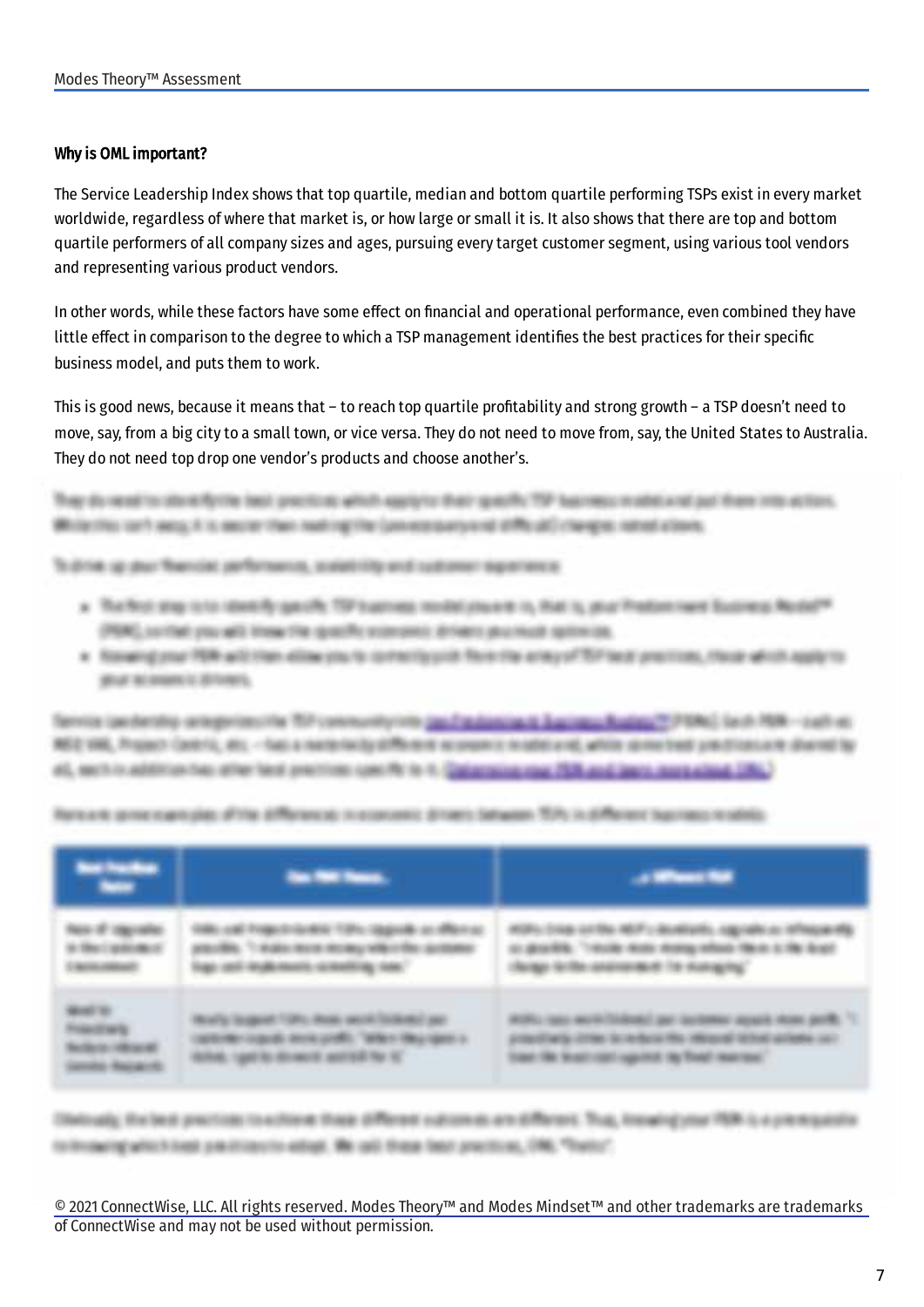**Why is OML important?**

The Service Leadership Index shows that top quartile, median and bottom quartile performing TSPs exist in every market worldwide, regardless of where that market is, or how large or small it is. It also shows that there are top and bottom quartile performers of all company sizes and ages, pursuing every target customer segment, using various tool vendors and representing various product vendors.

In other words, while these factors have some effect on financial and operational performance, even combined they have little effect in comparison to the degree to which a TSP management identifies the best practices for their specific business model, and puts them to work.

This is good news, because it means that – to reach top quartile profitability and strong growth – a TSP doesn't need to move, say, from a big city to a small town, or vice versa. They do not need to move from, say, the United States to Australia. They do not need top drop one vendor's products and choose another's.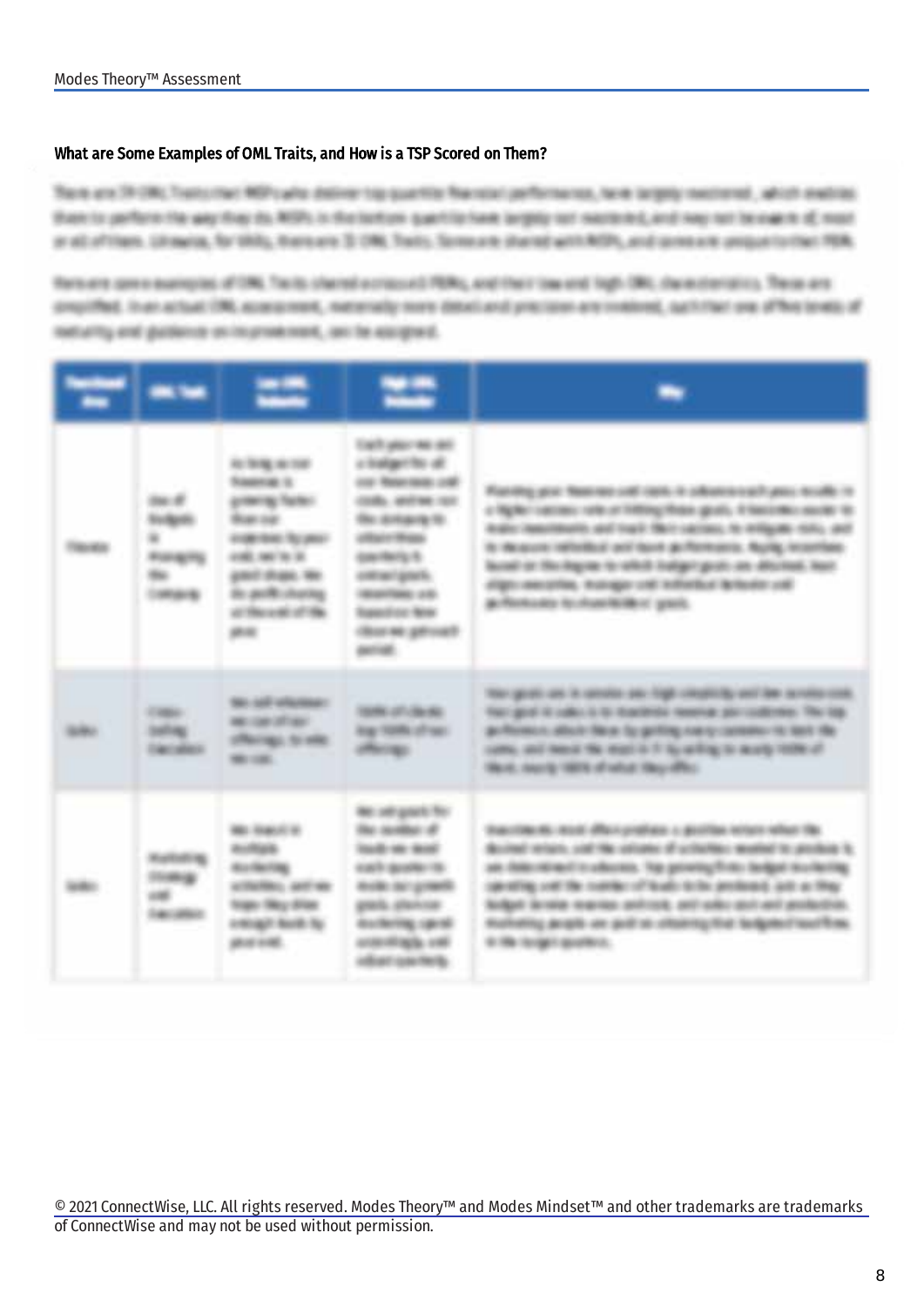### What are Some Examples of OML Traits, and How is a TSP Scored on Them?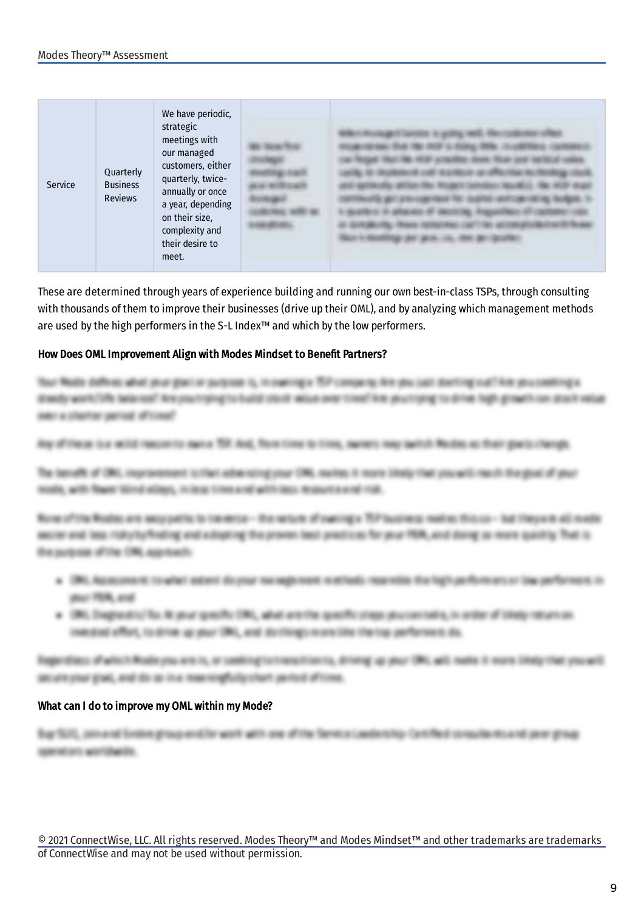| | | | | |
|---|---|---|---|---|
| Service | Quarterly Business Reviews | We have periodic, strategic meetings with our managed customers, either quarterly, twice-annually or once a year, depending on their size, complexity and their desire to meet. | | |

These are determined through years of experience building and running our own best-in-class TSPs, through consulting with thousands of them to improve their businesses (drive up their OML), and by analyzing which management methods are used by the high performers in the S-L Index™ and which by the low performers.

#### How Does OML Improvement Align with Modes Mindset to Benefit Partners?

#### What can I do to improve my OML within my Mode?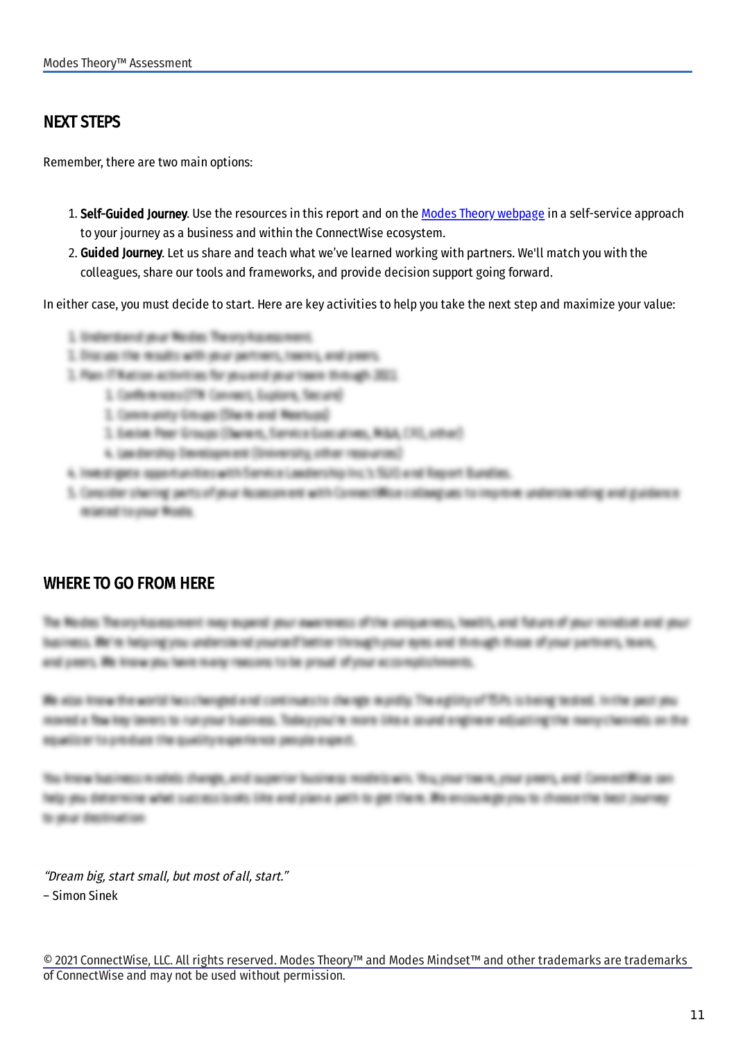## NEXT STEPS

Remember, there are two main options:

1. **Self-Guided Journey**. Use the resources in this report and on the [Modes Theory webpage]() in a self-service approach to your journey as a business and within the ConnectWise ecosystem.
2. **Guided Journey**. Let us share and teach what we've learned working with partners. We'll match you with the colleagues, share our tools and frameworks, and provide decision support going forward.

In either case, you must decide to start. Here are key activities to help you take the next step and maximize your value:

## WHERE TO GO FROM HERE

*"Dream big, start small, but most of all, start."*
– Simon Sinek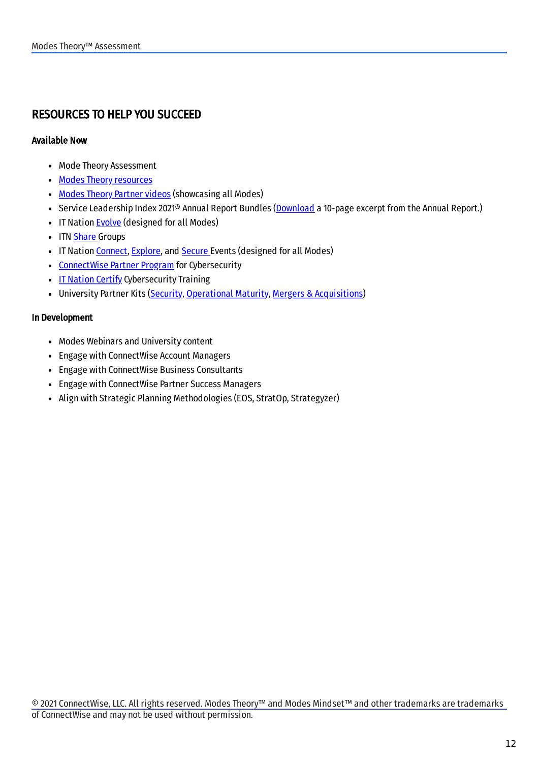## RESOURCES TO HELP YOU SUCCEED

### Available Now

- Mode Theory Assessment
- Modes Theory resources
- Modes Theory Partner videos (showcasing all Modes)
- Service Leadership Index 2021® Annual Report Bundles (Download a 10-page excerpt from the Annual Report.)
- IT Nation Evolve (designed for all Modes)
- ITN Share Groups
- IT Nation Connect, Explore, and Secure Events (designed for all Modes)
- ConnectWise Partner Program for Cybersecurity
- IT Nation Certify Cybersecurity Training
- University Partner Kits (Security, Operational Maturity, Mergers & Acquisitions)

### In Development

- Modes Webinars and University content
- Engage with ConnectWise Account Managers
- Engage with ConnectWise Business Consultants
- Engage with ConnectWise Partner Success Managers
- Align with Strategic Planning Methodologies (EOS, StratOp, Strategyzer)

© 2021 ConnectWise, LLC. All rights reserved. Modes Theory™ and Modes Mindset™ and other trademarks are trademarks of ConnectWise and may not be used without permission.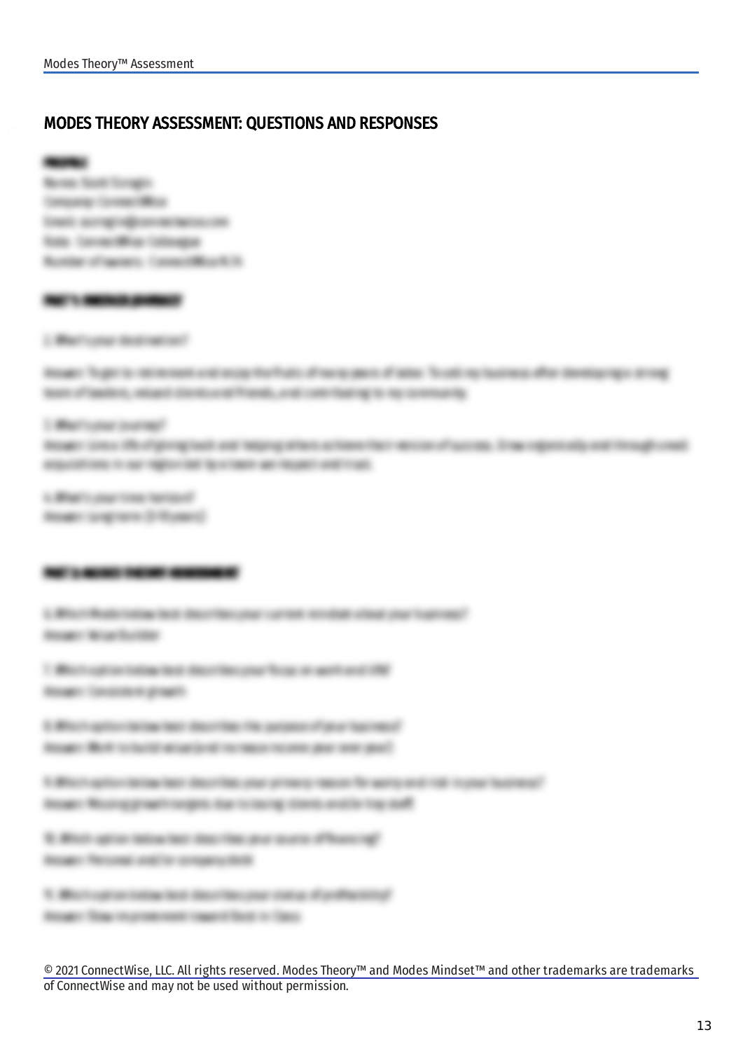## MODES THEORY ASSESSMENT: QUESTIONS AND RESPONSES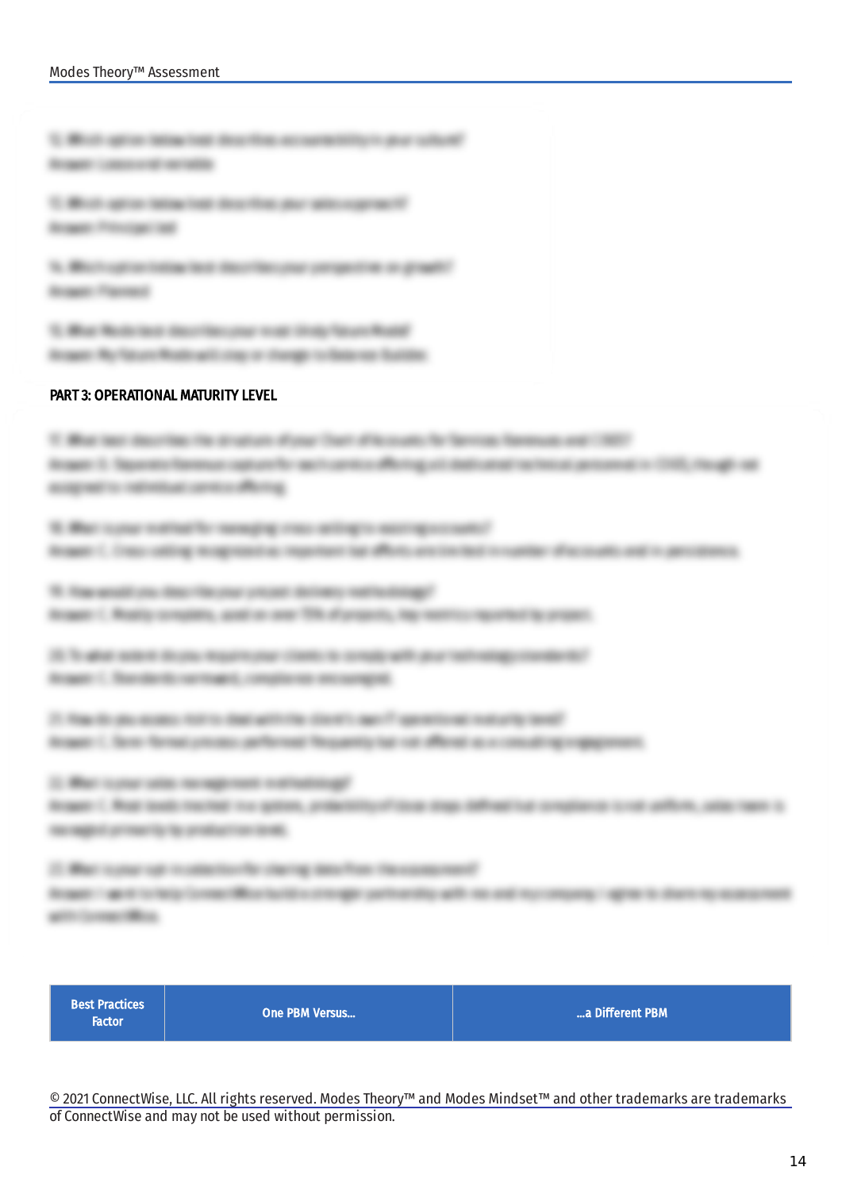## PART 3: OPERATIONAL MATURITY LEVEL

| Best Practices Factor | One PBM Versus... | ...a Different PBM |
| --- | --- | --- |

© 2021 ConnectWise, LLC. All rights reserved. Modes Theory™ and Modes Mindset™ and other trademarks are trademarks of ConnectWise and may not be used without permission.